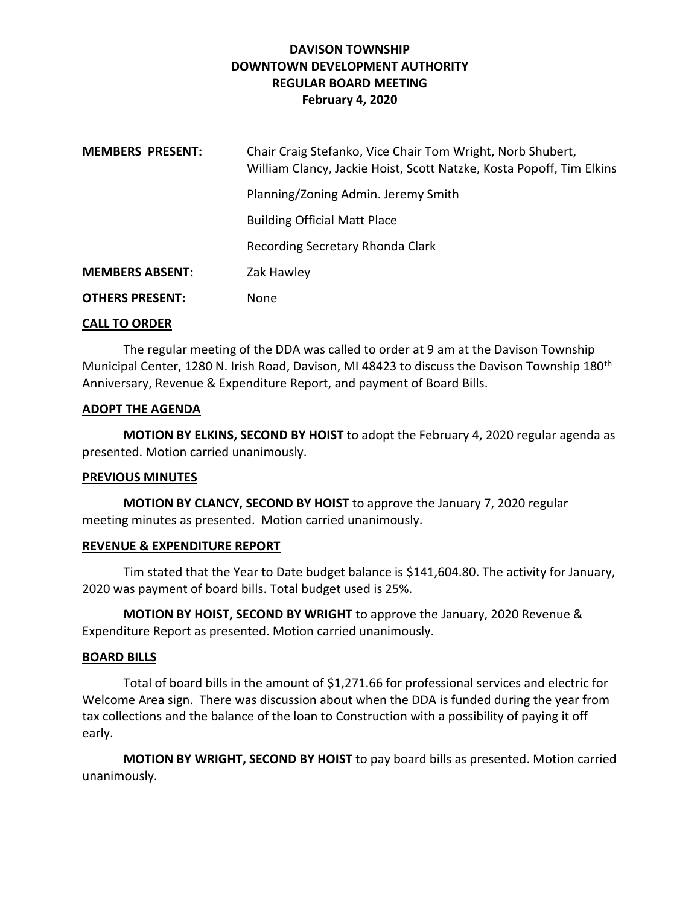# DAVISON TOWNSHIP
# DOWNTOWN DEVELOPMENT AUTHORITY
# REGULAR BOARD MEETING
## February 4, 2020

**MEMBERS PRESENT:** Chair Craig Stefanko, Vice Chair Tom Wright, Norb Shubert, William Clancy, Jackie Hoist, Scott Natzke, Kosta Popoff, Tim Elkins

Planning/Zoning Admin. Jeremy Smith

Building Official Matt Place

Recording Secretary Rhonda Clark

**MEMBERS ABSENT:** Zak Hawley

**OTHERS PRESENT:** None

### CALL TO ORDER

The regular meeting of the DDA was called to order at 9 am at the Davison Township Municipal Center, 1280 N. Irish Road, Davison, MI 48423 to discuss the Davison Township 180th Anniversary, Revenue & Expenditure Report, and payment of Board Bills.

### ADOPT THE AGENDA

**MOTION BY ELKINS, SECOND BY HOIST** to adopt the February 4, 2020 regular agenda as presented. Motion carried unanimously.

### PREVIOUS MINUTES

**MOTION BY CLANCY, SECOND BY HOIST** to approve the January 7, 2020 regular meeting minutes as presented. Motion carried unanimously.

### REVENUE & EXPENDITURE REPORT

Tim stated that the Year to Date budget balance is $141,604.80. The activity for January, 2020 was payment of board bills. Total budget used is 25%.

**MOTION BY HOIST, SECOND BY WRIGHT** to approve the January, 2020 Revenue & Expenditure Report as presented. Motion carried unanimously.

### BOARD BILLS

Total of board bills in the amount of $1,271.66 for professional services and electric for Welcome Area sign. There was discussion about when the DDA is funded during the year from tax collections and the balance of the loan to Construction with a possibility of paying it off early.

**MOTION BY WRIGHT, SECOND BY HOIST** to pay board bills as presented. Motion carried unanimously.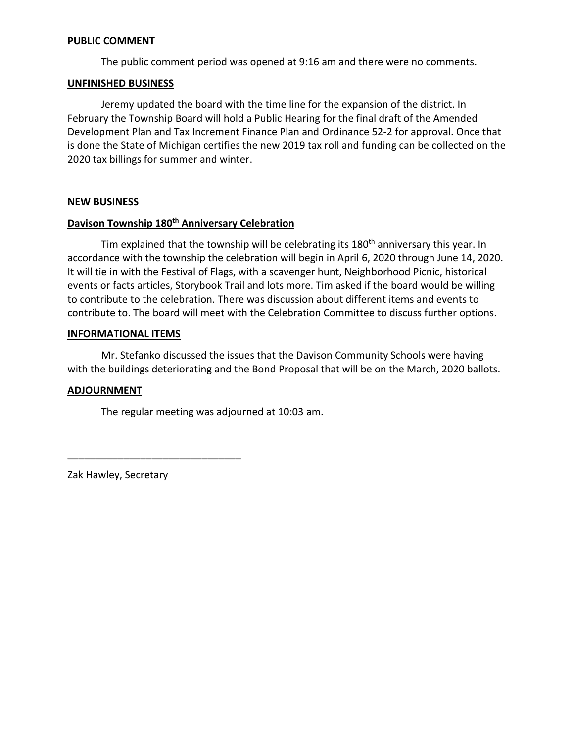**PUBLIC COMMENT**

The public comment period was opened at 9:16 am and there were no comments.

**UNFINISHED BUSINESS**

Jeremy updated the board with the time line for the expansion of the district. In February the Township Board will hold a Public Hearing for the final draft of the Amended Development Plan and Tax Increment Finance Plan and Ordinance 52-2 for approval. Once that is done the State of Michigan certifies the new 2019 tax roll and funding can be collected on the 2020 tax billings for summer and winter.

**NEW BUSINESS**

**Davison Township 180th Anniversary Celebration**

Tim explained that the township will be celebrating its 180th anniversary this year. In accordance with the township the celebration will begin in April 6, 2020 through June 14, 2020. It will tie in with the Festival of Flags, with a scavenger hunt, Neighborhood Picnic, historical events or facts articles, Storybook Trail and lots more. Tim asked if the board would be willing to contribute to the celebration. There was discussion about different items and events to contribute to. The board will meet with the Celebration Committee to discuss further options.

**INFORMATIONAL ITEMS**

Mr. Stefanko discussed the issues that the Davison Community Schools were having with the buildings deteriorating and the Bond Proposal that will be on the March, 2020 ballots.

**ADJOURNMENT**

The regular meeting was adjourned at 10:03 am.

_______________________________

Zak Hawley, Secretary